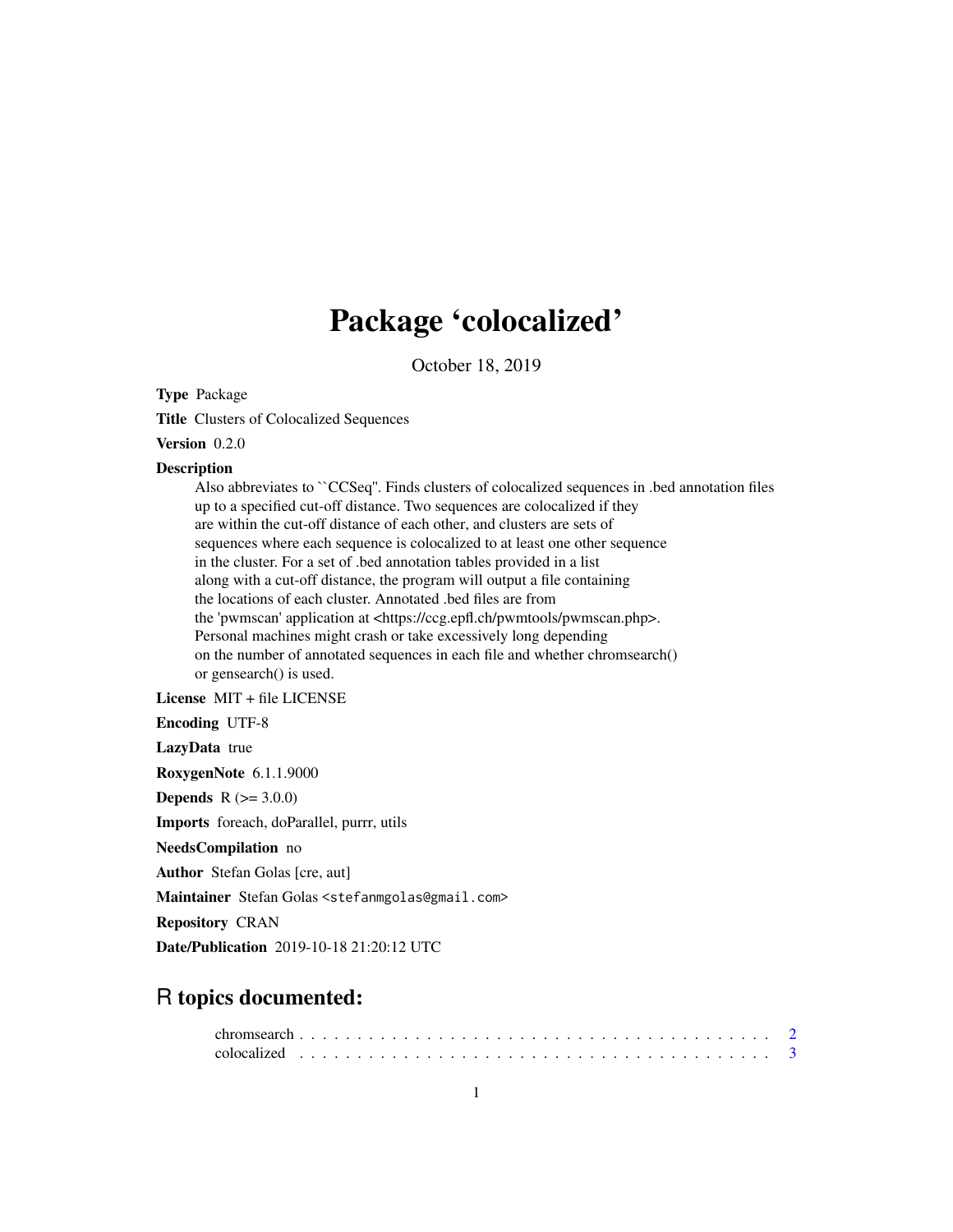# Package 'colocalized'

October 18, 2019

**Type** Package

**Title** Clusters of Colocalized Sequences

**Version** 0.2.0

**Description**
Also abbreviates to ``CCSeq''. Finds clusters of colocalized sequences in .bed annotation files up to a specified cut-off distance. Two sequences are colocalized if they are within the cut-off distance of each other, and clusters are sets of sequences where each sequence is colocalized to at least one other sequence in the cluster. For a set of .bed annotation tables provided in a list along with a cut-off distance, the program will output a file containing the locations of each cluster. Annotated .bed files are from the 'pwmscan' application at <https://ccg.epfl.ch/pwmtools/pwmscan.php>. Personal machines might crash or take excessively long depending on the number of annotated sequences in each file and whether chromsearch() or gensearch() is used.

**License** MIT + file LICENSE

**Encoding** UTF-8

**LazyData** true

**RoxygenNote** 6.1.1.9000

**Depends** R (>= 3.0.0)

**Imports** foreach, doParallel, purrr, utils

**NeedsCompilation** no

**Author** Stefan Golas [cre, aut]

**Maintainer** Stefan Golas <stefanmgolas@gmail.com>

**Repository** CRAN

**Date/Publication** 2019-10-18 21:20:12 UTC

## R topics documented:

chromsearch . . . . . . . . . . . . . . . . . . . . . . . . . . . . . . . . . . . . . . . . 2
colocalized . . . . . . . . . . . . . . . . . . . . . . . . . . . . . . . . . . . . . . . . 3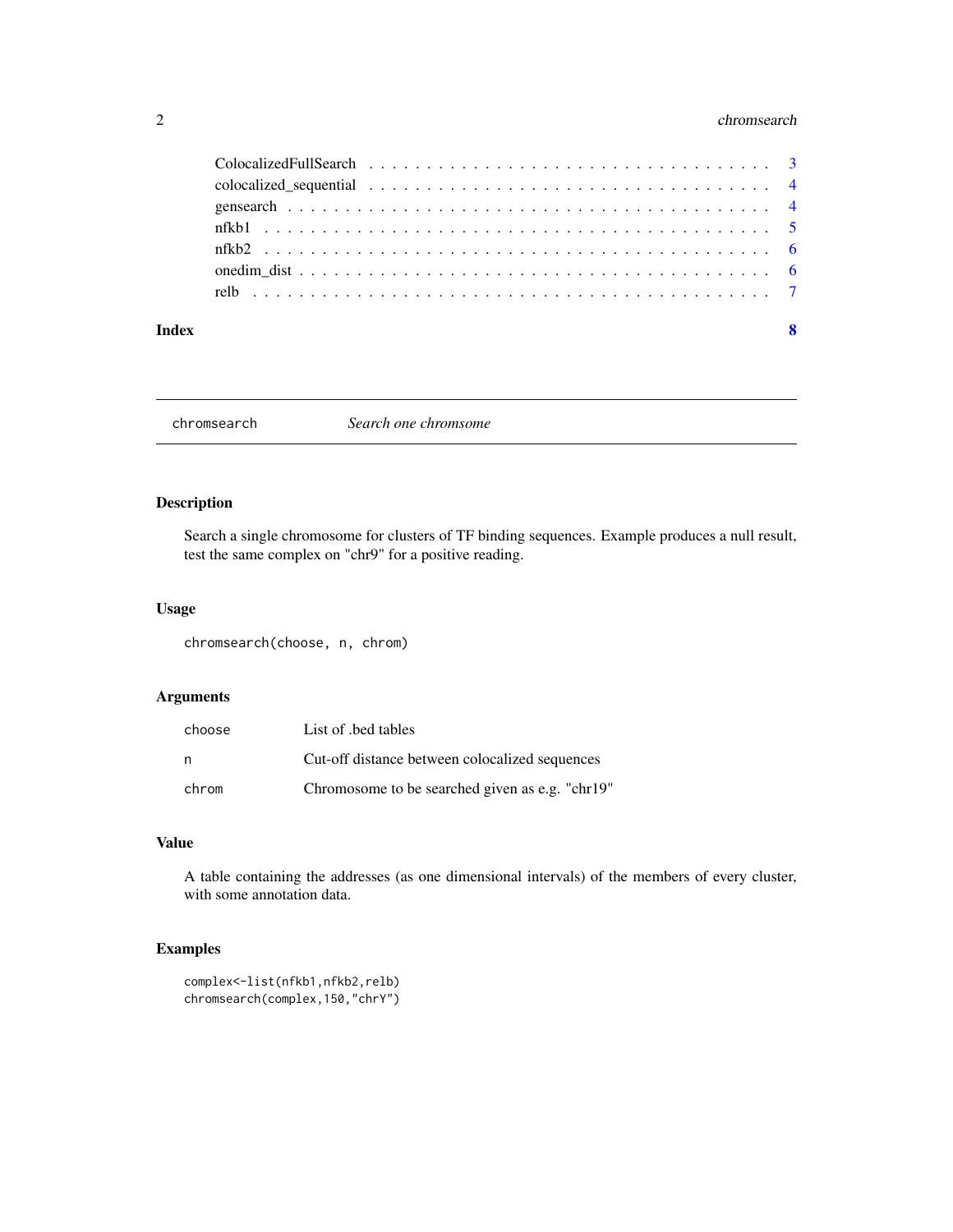| | |
|---|---|
| ColocalizedFullSearch | 3 |
| colocalized_sequential | 4 |
| gensearch | 4 |
| nfkb1 | 5 |
| nfkb2 | 6 |
| onedim_dist | 6 |
| relb | 7 |
| **Index** | **8** |

---

## chromsearch — *Search one chromsome*

### Description

Search a single chromosome for clusters of TF binding sequences. Example produces a null result, test the same complex on "chr9" for a positive reading.

### Usage

```
chromsearch(choose, n, chrom)
```

### Arguments

| | |
|---|---|
| `choose` | List of .bed tables |
| `n` | Cut-off distance between colocalized sequences |
| `chrom` | Chromosome to be searched given as e.g. "chr19" |

### Value

A table containing the addresses (as one dimensional intervals) of the members of every cluster, with some annotation data.

### Examples

```
complex<-list(nfkb1,nfkb2,relb)
chromsearch(complex,150,"chrY")
```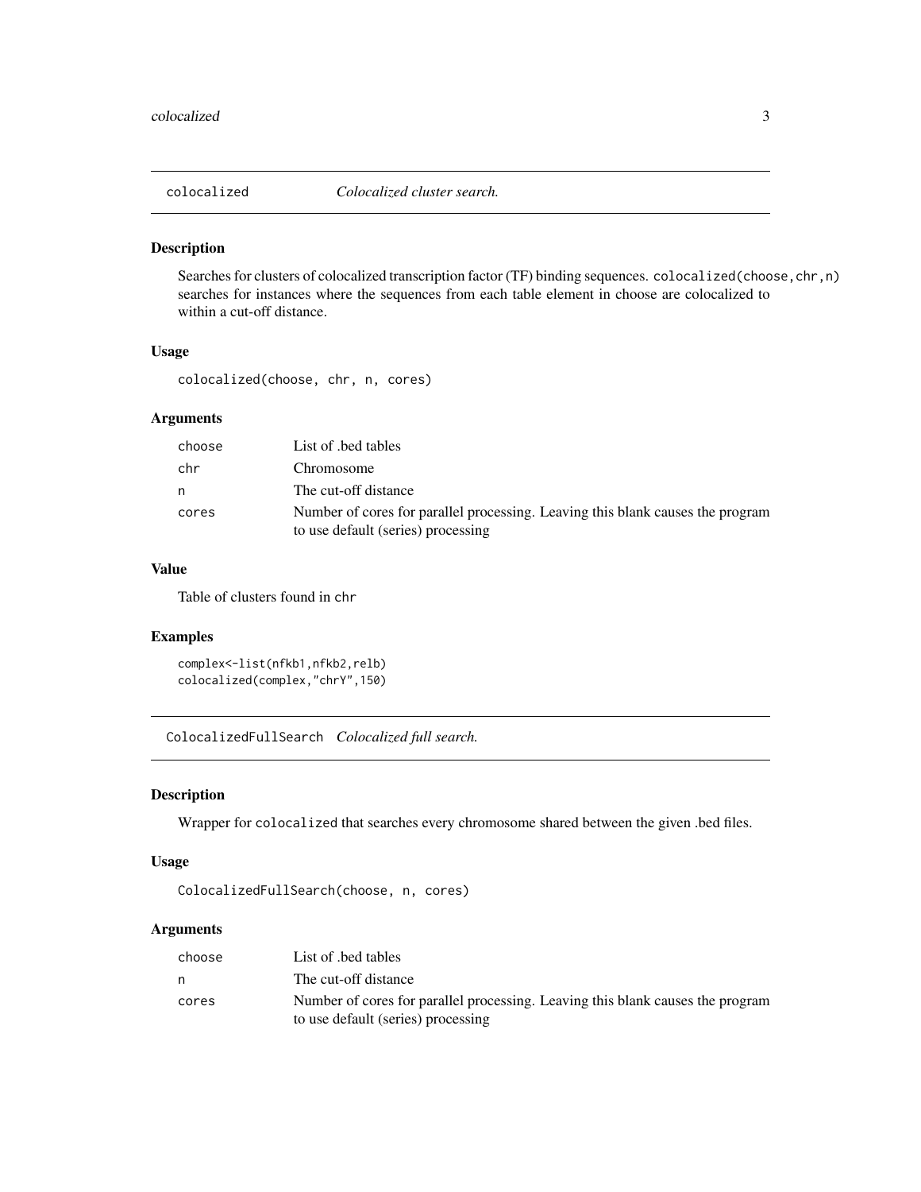## colocalized — *Colocalized cluster search.*

### Description

Searches for clusters of colocalized transcription factor (TF) binding sequences. `colocalized(choose,chr,n)` searches for instances where the sequences from each table element in choose are colocalized to within a cut-off distance.

### Usage

```
colocalized(choose, chr, n, cores)
```

### Arguments

| | |
|---|---|
| `choose` | List of .bed tables |
| `chr` | Chromosome |
| `n` | The cut-off distance |
| `cores` | Number of cores for parallel processing. Leaving this blank causes the program to use default (series) processing |

### Value

Table of clusters found in `chr`

### Examples

```
complex<-list(nfkb1,nfkb2,relb)
colocalized(complex,"chrY",150)
```

## ColocalizedFullSearch — *Colocalized full search.*

### Description

Wrapper for `colocalized` that searches every chromosome shared between the given .bed files.

### Usage

```
ColocalizedFullSearch(choose, n, cores)
```

### Arguments

| | |
|---|---|
| `choose` | List of .bed tables |
| `n` | The cut-off distance |
| `cores` | Number of cores for parallel processing. Leaving this blank causes the program to use default (series) processing |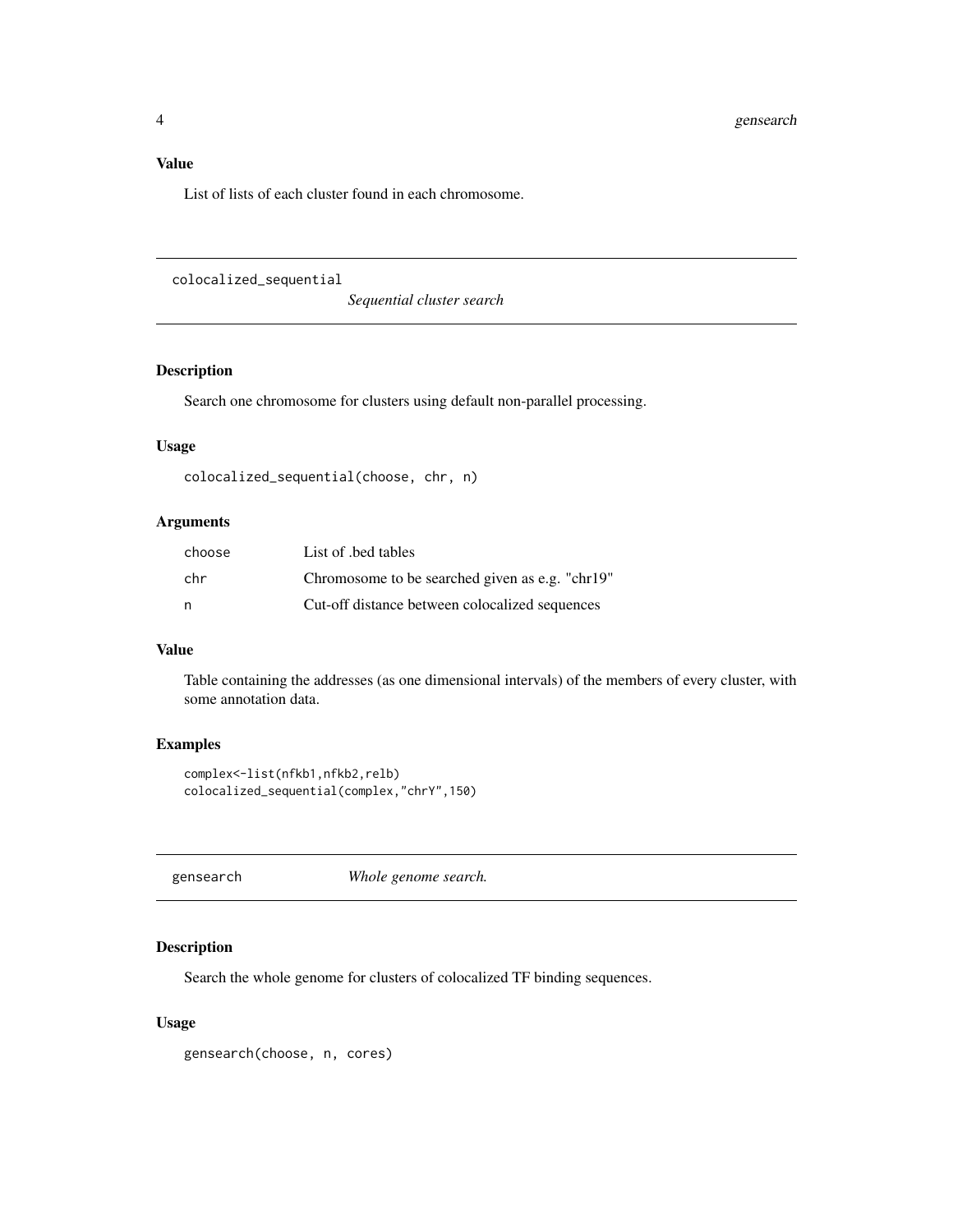### Value

List of lists of each cluster found in each chromosome.

## colocalized_sequential *Sequential cluster search*

### Description

Search one chromosome for clusters using default non-parallel processing.

### Usage

```
colocalized_sequential(choose, chr, n)
```

### Arguments

| | |
|---|---|
| choose | List of .bed tables |
| chr | Chromosome to be searched given as e.g. "chr19" |
| n | Cut-off distance between colocalized sequences |

### Value

Table containing the addresses (as one dimensional intervals) of the members of every cluster, with some annotation data.

### Examples

```
complex<-list(nfkb1,nfkb2,relb)
colocalized_sequential(complex,"chrY",150)
```

## gensearch *Whole genome search.*

### Description

Search the whole genome for clusters of colocalized TF binding sequences.

### Usage

```
gensearch(choose, n, cores)
```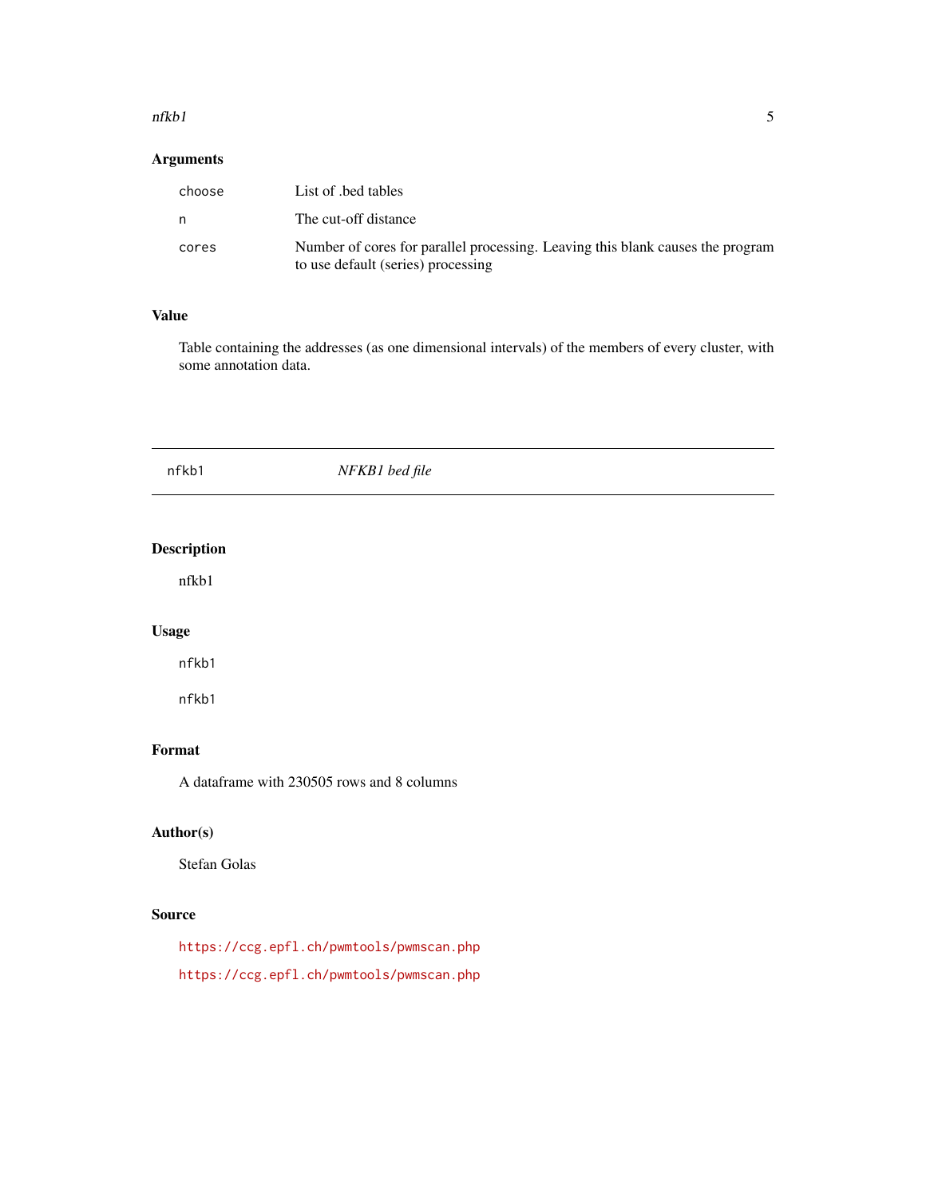### Arguments

| | |
|---|---|
| `choose` | List of .bed tables |
| `n` | The cut-off distance |
| `cores` | Number of cores for parallel processing. Leaving this blank causes the program to use default (series) processing |

### Value

Table containing the addresses (as one dimensional intervals) of the members of every cluster, with some annotation data.

---

## nfkb1 — *NFKB1 bed file*

---

### Description

nfkb1

### Usage

```
nfkb1
```

```
nfkb1
```

### Format

A dataframe with 230505 rows and 8 columns

### Author(s)

Stefan Golas

### Source

https://ccg.epfl.ch/pwmtools/pwmscan.php

https://ccg.epfl.ch/pwmtools/pwmscan.php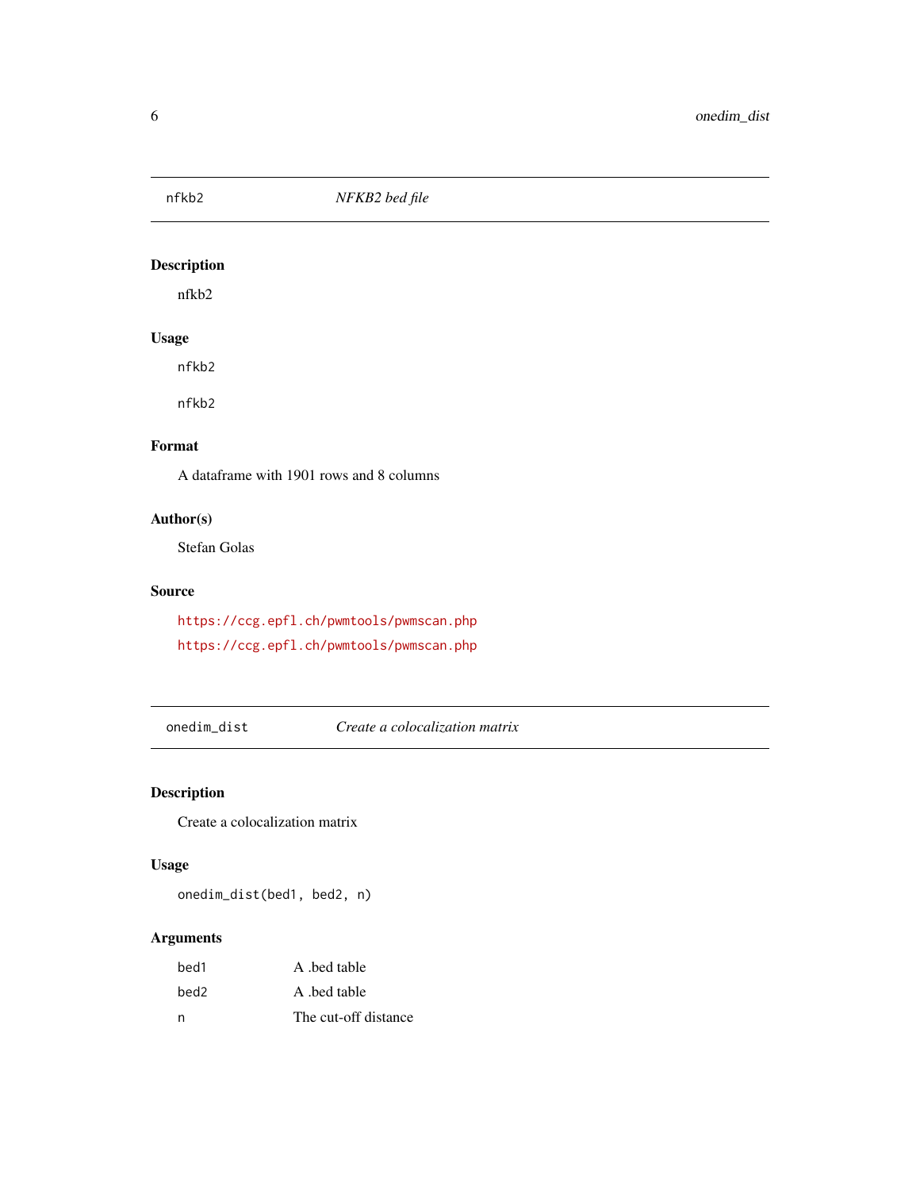## nfkb2 — *NFKB2 bed file*

### Description

nfkb2

### Usage

```
nfkb2

nfkb2
```

### Format

A dataframe with 1901 rows and 8 columns

### Author(s)

Stefan Golas

### Source

https://ccg.epfl.ch/pwmtools/pwmscan.php

https://ccg.epfl.ch/pwmtools/pwmscan.php

## onedim_dist — *Create a colocalization matrix*

### Description

Create a colocalization matrix

### Usage

```
onedim_dist(bed1, bed2, n)
```

### Arguments

| | |
|---|---|
| bed1 | A .bed table |
| bed2 | A .bed table |
| n | The cut-off distance |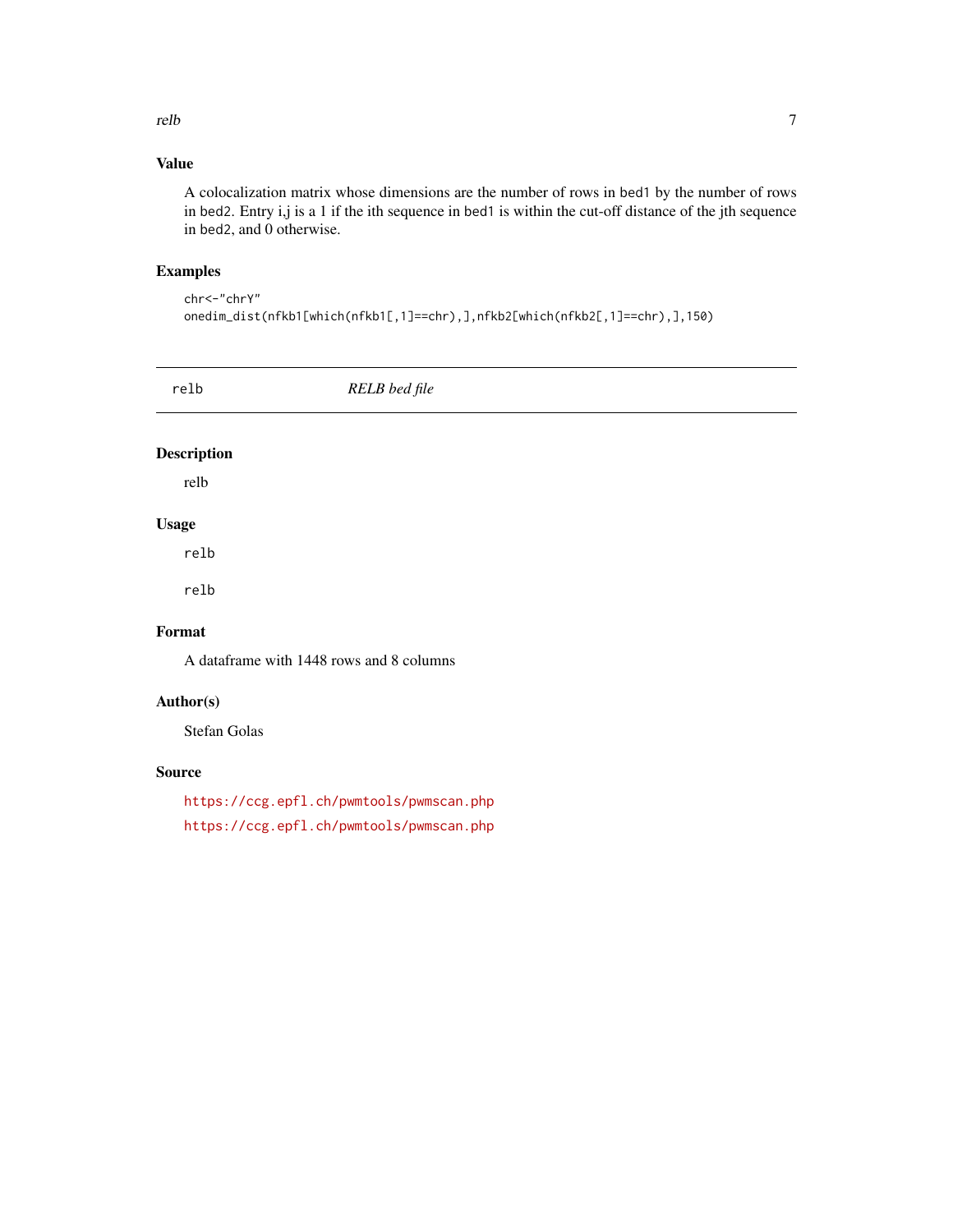### Value

A colocalization matrix whose dimensions are the number of rows in bed1 by the number of rows in bed2. Entry i,j is a 1 if the ith sequence in bed1 is within the cut-off distance of the jth sequence in bed2, and 0 otherwise.

### Examples

```
chr<-"chrY"
onedim_dist(nfkb1[which(nfkb1[,1]==chr),],nfkb2[which(nfkb2[,1]==chr),],150)
```

---

## relb — *RELB bed file*

---

### Description

relb

### Usage

```
relb

relb
```

### Format

A dataframe with 1448 rows and 8 columns

### Author(s)

Stefan Golas

### Source

https://ccg.epfl.ch/pwmtools/pwmscan.php

https://ccg.epfl.ch/pwmtools/pwmscan.php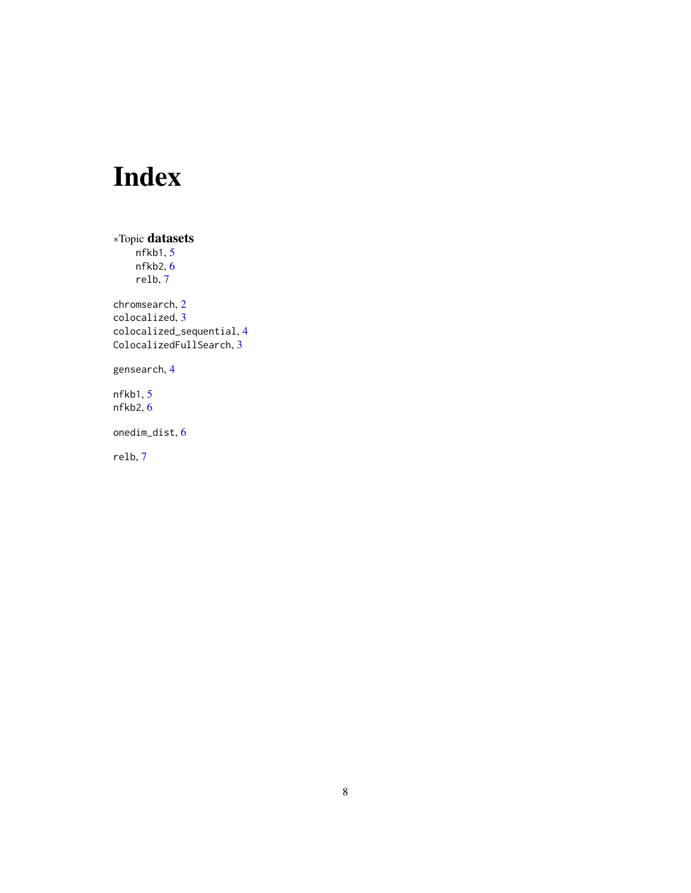# Index

∗Topic **datasets**
- nfkb1, 5
- nfkb2, 6
- relb, 7

chromsearch, 2
colocalized, 3
colocalized_sequential, 4
ColocalizedFullSearch, 3

gensearch, 4

nfkb1, 5
nfkb2, 6

onedim_dist, 6

relb, 7